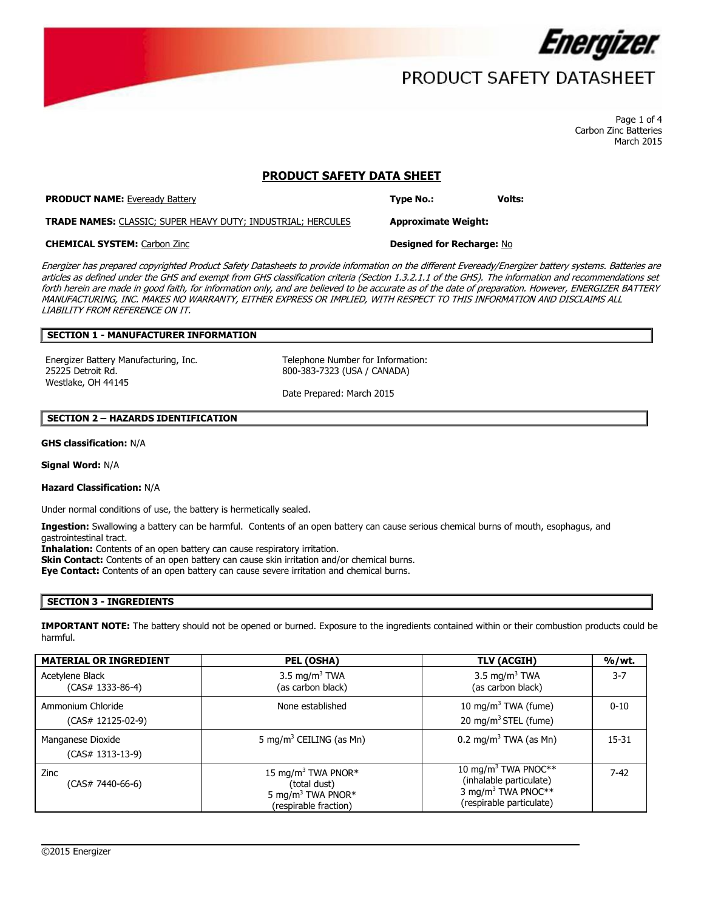Carbon Zinc Batteries
March 2015

# PRODUCT SAFETY DATA SHEET

**PRODUCT NAME:** Eveready Battery | **Type No.:** | **Volts:**

**TRADE NAMES:** CLASSIC; SUPER HEAVY DUTY; INDUSTRIAL; HERCULES | **Approximate Weight:**

**CHEMICAL SYSTEM:** Carbon Zinc | **Designed for Recharge:** No

*Energizer has prepared copyrighted Product Safety Datasheets to provide information on the different Eveready/Energizer battery systems. Batteries are articles as defined under the GHS and exempt from GHS classification criteria (Section 1.3.2.1.1 of the GHS). The information and recommendations set forth herein are made in good faith, for information only, and are believed to be accurate as of the date of preparation. However, ENERGIZER BATTERY MANUFACTURING, INC. MAKES NO WARRANTY, EITHER EXPRESS OR IMPLIED, WITH RESPECT TO THIS INFORMATION AND DISCLAIMS ALL LIABILITY FROM REFERENCE ON IT.*

## SECTION 1 - MANUFACTURER INFORMATION

Energizer Battery Manufacturing, Inc.
25225 Detroit Rd.
Westlake, OH 44145

Telephone Number for Information:
800-383-7323 (USA / CANADA)

Date Prepared: March 2015

## SECTION 2 – HAZARDS IDENTIFICATION

**GHS classification:** N/A

**Signal Word:** N/A

**Hazard Classification:** N/A

Under normal conditions of use, the battery is hermetically sealed.

**Ingestion:** Swallowing a battery can be harmful. Contents of an open battery can cause serious chemical burns of mouth, esophagus, and gastrointestinal tract.
**Inhalation:** Contents of an open battery can cause respiratory irritation.
**Skin Contact:** Contents of an open battery can cause skin irritation and/or chemical burns.
**Eye Contact:** Contents of an open battery can cause severe irritation and chemical burns.

## SECTION 3 - INGREDIENTS

**IMPORTANT NOTE:** The battery should not be opened or burned. Exposure to the ingredients contained within or their combustion products could be harmful.

| MATERIAL OR INGREDIENT | PEL (OSHA) | TLV (ACGIH) | %/wt. |
|---|---|---|---|
| Acetylene Black (CAS# 1333-86-4) | 3.5 mg/m$^3$ TWA (as carbon black) | 3.5 mg/m$^3$ TWA (as carbon black) | 3-7 |
| Ammonium Chloride (CAS# 12125-02-9) | None established | 10 mg/m$^3$ TWA (fume) 20 mg/m$^3$ STEL (fume) | 0-10 |
| Manganese Dioxide (CAS# 1313-13-9) | 5 mg/m$^3$ CEILING (as Mn) | 0.2 mg/m$^3$ TWA (as Mn) | 15-31 |
| Zinc (CAS# 7440-66-6) | 15 mg/m$^3$ TWA PNOR* (total dust) 5 mg/m$^3$ TWA PNOR* (respirable fraction) | 10 mg/m$^3$ TWA PNOC** (inhalable particulate) 3 mg/m$^3$ TWA PNOC** (respirable particulate) | 7-42 |

©2015 Energizer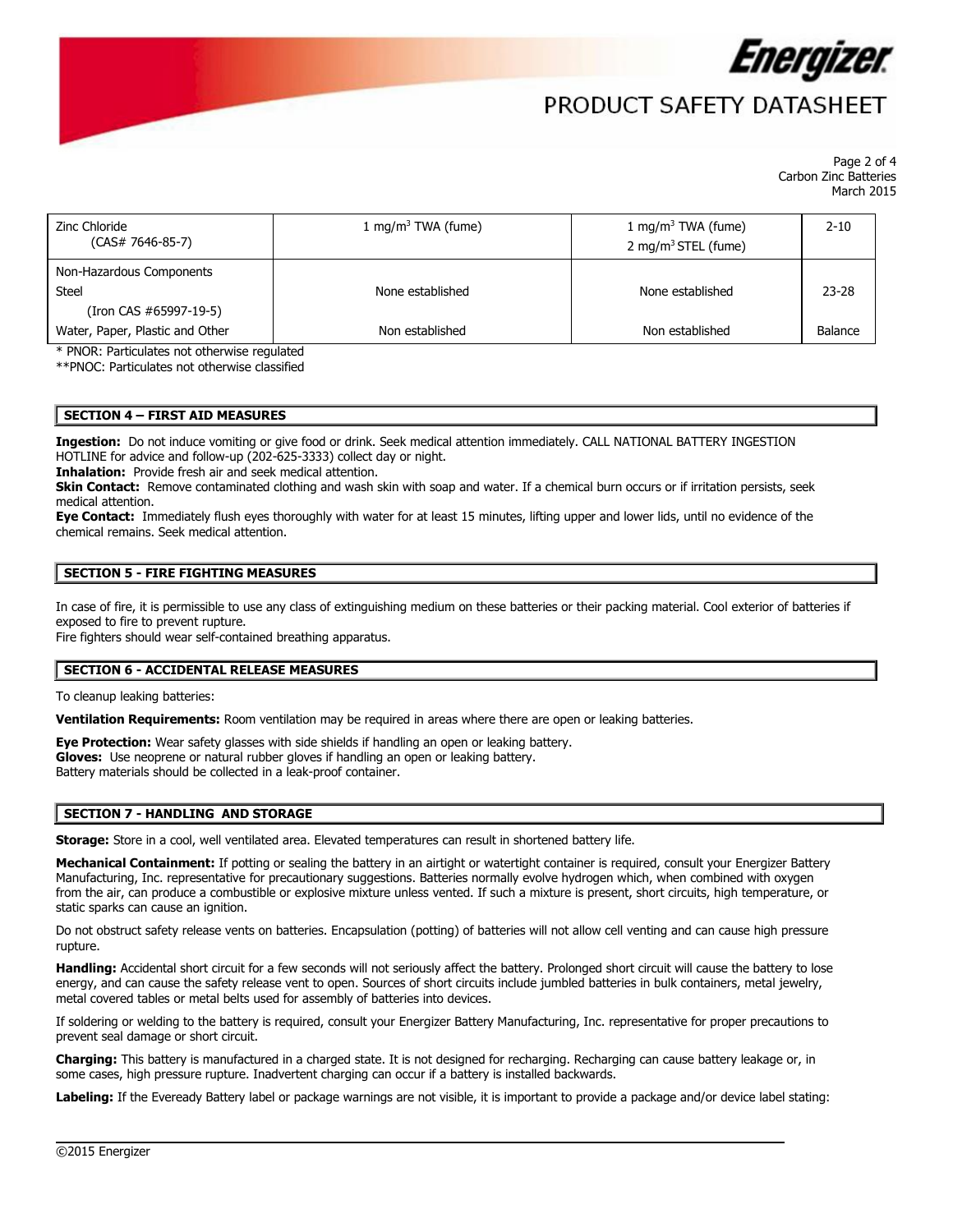| | | | |
|---|---|---|---|
| Zinc Chloride (CAS# 7646-85-7) | 1 mg/m$^3$ TWA (fume) | 1 mg/m$^3$ TWA (fume) 2 mg/m$^3$ STEL (fume) | 2-10 |
| Non-Hazardous Components | | | |
| Steel (Iron CAS #65997-19-5) | None established | None established | 23-28 |
| Water, Paper, Plastic and Other | Non established | Non established | Balance |

* PNOR: Particulates not otherwise regulated

**PNOC: Particulates not otherwise classified

## SECTION 4 – FIRST AID MEASURES

**Ingestion:** Do not induce vomiting or give food or drink. Seek medical attention immediately. CALL NATIONAL BATTERY INGESTION HOTLINE for advice and follow-up (202-625-3333) collect day or night.

**Inhalation:** Provide fresh air and seek medical attention.

**Skin Contact:** Remove contaminated clothing and wash skin with soap and water. If a chemical burn occurs or if irritation persists, seek medical attention.

**Eye Contact:** Immediately flush eyes thoroughly with water for at least 15 minutes, lifting upper and lower lids, until no evidence of the chemical remains. Seek medical attention.

## SECTION 5 - FIRE FIGHTING MEASURES

In case of fire, it is permissible to use any class of extinguishing medium on these batteries or their packing material. Cool exterior of batteries if exposed to fire to prevent rupture.

Fire fighters should wear self-contained breathing apparatus.

## SECTION 6 - ACCIDENTAL RELEASE MEASURES

To cleanup leaking batteries:

**Ventilation Requirements:** Room ventilation may be required in areas where there are open or leaking batteries.

**Eye Protection:** Wear safety glasses with side shields if handling an open or leaking battery.

**Gloves:** Use neoprene or natural rubber gloves if handling an open or leaking battery.

Battery materials should be collected in a leak-proof container.

## SECTION 7 - HANDLING AND STORAGE

**Storage:** Store in a cool, well ventilated area. Elevated temperatures can result in shortened battery life.

**Mechanical Containment:** If potting or sealing the battery in an airtight or watertight container is required, consult your Energizer Battery Manufacturing, Inc. representative for precautionary suggestions. Batteries normally evolve hydrogen which, when combined with oxygen from the air, can produce a combustible or explosive mixture unless vented. If such a mixture is present, short circuits, high temperature, or static sparks can cause an ignition.

Do not obstruct safety release vents on batteries. Encapsulation (potting) of batteries will not allow cell venting and can cause high pressure rupture.

**Handling:** Accidental short circuit for a few seconds will not seriously affect the battery. Prolonged short circuit will cause the battery to lose energy, and can cause the safety release vent to open. Sources of short circuits include jumbled batteries in bulk containers, metal jewelry, metal covered tables or metal belts used for assembly of batteries into devices.

If soldering or welding to the battery is required, consult your Energizer Battery Manufacturing, Inc. representative for proper precautions to prevent seal damage or short circuit.

**Charging:** This battery is manufactured in a charged state. It is not designed for recharging. Recharging can cause battery leakage or, in some cases, high pressure rupture. Inadvertent charging can occur if a battery is installed backwards.

**Labeling:** If the Eveready Battery label or package warnings are not visible, it is important to provide a package and/or device label stating: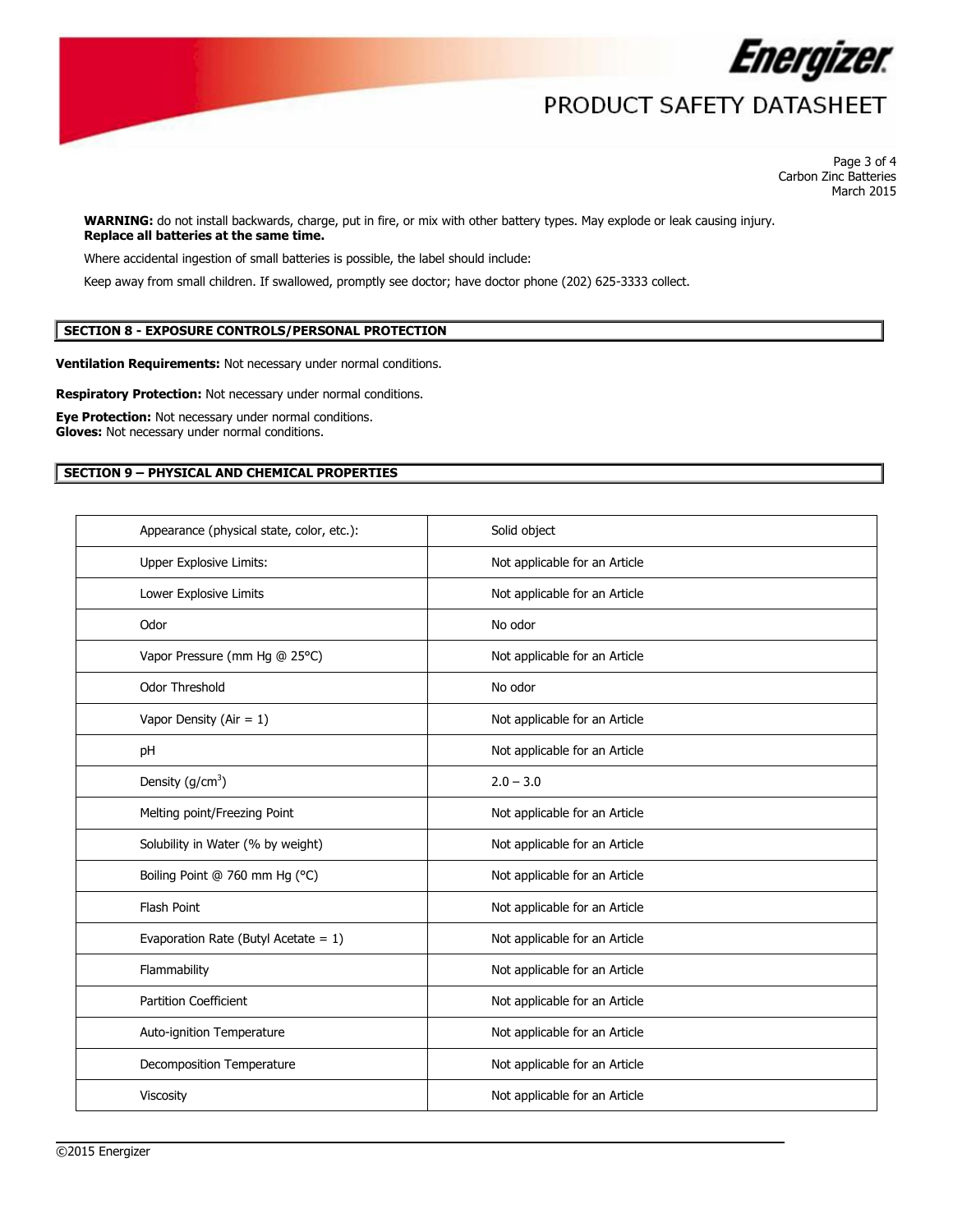**WARNING:** do not install backwards, charge, put in fire, or mix with other battery types. May explode or leak causing injury.
**Replace all batteries at the same time.**

Where accidental ingestion of small batteries is possible, the label should include:

Keep away from small children. If swallowed, promptly see doctor; have doctor phone (202) 625-3333 collect.

## SECTION 8 - EXPOSURE CONTROLS/PERSONAL PROTECTION

**Ventilation Requirements:** Not necessary under normal conditions.

**Respiratory Protection:** Not necessary under normal conditions.

**Eye Protection:** Not necessary under normal conditions.
**Gloves:** Not necessary under normal conditions.

## SECTION 9 – PHYSICAL AND CHEMICAL PROPERTIES

| Property | Value |
|---|---|
| Appearance (physical state, color, etc.): | Solid object |
| Upper Explosive Limits: | Not applicable for an Article |
| Lower Explosive Limits | Not applicable for an Article |
| Odor | No odor |
| Vapor Pressure (mm Hg @ 25°C) | Not applicable for an Article |
| Odor Threshold | No odor |
| Vapor Density (Air = 1) | Not applicable for an Article |
| pH | Not applicable for an Article |
| Density (g/cm$^3$) | 2.0 – 3.0 |
| Melting point/Freezing Point | Not applicable for an Article |
| Solubility in Water (% by weight) | Not applicable for an Article |
| Boiling Point @ 760 mm Hg (°C) | Not applicable for an Article |
| Flash Point | Not applicable for an Article |
| Evaporation Rate (Butyl Acetate = 1) | Not applicable for an Article |
| Flammability | Not applicable for an Article |
| Partition Coefficient | Not applicable for an Article |
| Auto-ignition Temperature | Not applicable for an Article |
| Decomposition Temperature | Not applicable for an Article |
| Viscosity | Not applicable for an Article |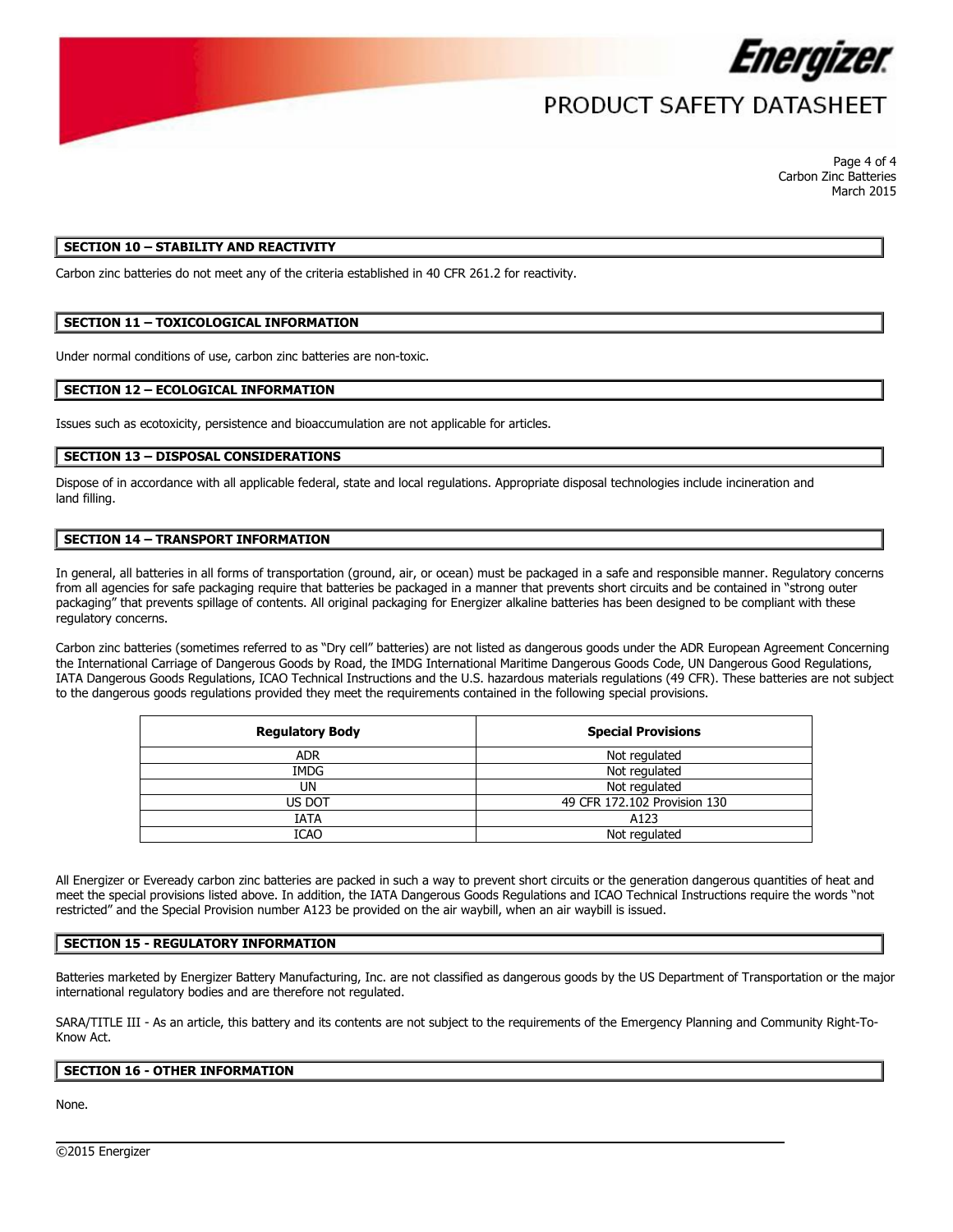## SECTION 10 – STABILITY AND REACTIVITY

Carbon zinc batteries do not meet any of the criteria established in 40 CFR 261.2 for reactivity.

## SECTION 11 – TOXICOLOGICAL INFORMATION

Under normal conditions of use, carbon zinc batteries are non-toxic.

## SECTION 12 – ECOLOGICAL INFORMATION

Issues such as ecotoxicity, persistence and bioaccumulation are not applicable for articles.

## SECTION 13 – DISPOSAL CONSIDERATIONS

Dispose of in accordance with all applicable federal, state and local regulations. Appropriate disposal technologies include incineration and land filling.

## SECTION 14 – TRANSPORT INFORMATION

In general, all batteries in all forms of transportation (ground, air, or ocean) must be packaged in a safe and responsible manner. Regulatory concerns from all agencies for safe packaging require that batteries be packaged in a manner that prevents short circuits and be contained in "strong outer packaging" that prevents spillage of contents. All original packaging for Energizer alkaline batteries has been designed to be compliant with these regulatory concerns.

Carbon zinc batteries (sometimes referred to as "Dry cell" batteries) are not listed as dangerous goods under the ADR European Agreement Concerning the International Carriage of Dangerous Goods by Road, the IMDG International Maritime Dangerous Goods Code, UN Dangerous Good Regulations, IATA Dangerous Goods Regulations, ICAO Technical Instructions and the U.S. hazardous materials regulations (49 CFR). These batteries are not subject to the dangerous goods regulations provided they meet the requirements contained in the following special provisions.

| Regulatory Body | Special Provisions |
|---|---|
| ADR | Not regulated |
| IMDG | Not regulated |
| UN | Not regulated |
| US DOT | 49 CFR 172.102 Provision 130 |
| IATA | A123 |
| ICAO | Not regulated |

All Energizer or Eveready carbon zinc batteries are packed in such a way to prevent short circuits or the generation dangerous quantities of heat and meet the special provisions listed above. In addition, the IATA Dangerous Goods Regulations and ICAO Technical Instructions require the words "not restricted" and the Special Provision number A123 be provided on the air waybill, when an air waybill is issued.

## SECTION 15 - REGULATORY INFORMATION

Batteries marketed by Energizer Battery Manufacturing, Inc. are not classified as dangerous goods by the US Department of Transportation or the major international regulatory bodies and are therefore not regulated.

SARA/TITLE III - As an article, this battery and its contents are not subject to the requirements of the Emergency Planning and Community Right-To-Know Act.

## SECTION 16 - OTHER INFORMATION

None.

©2015 Energizer